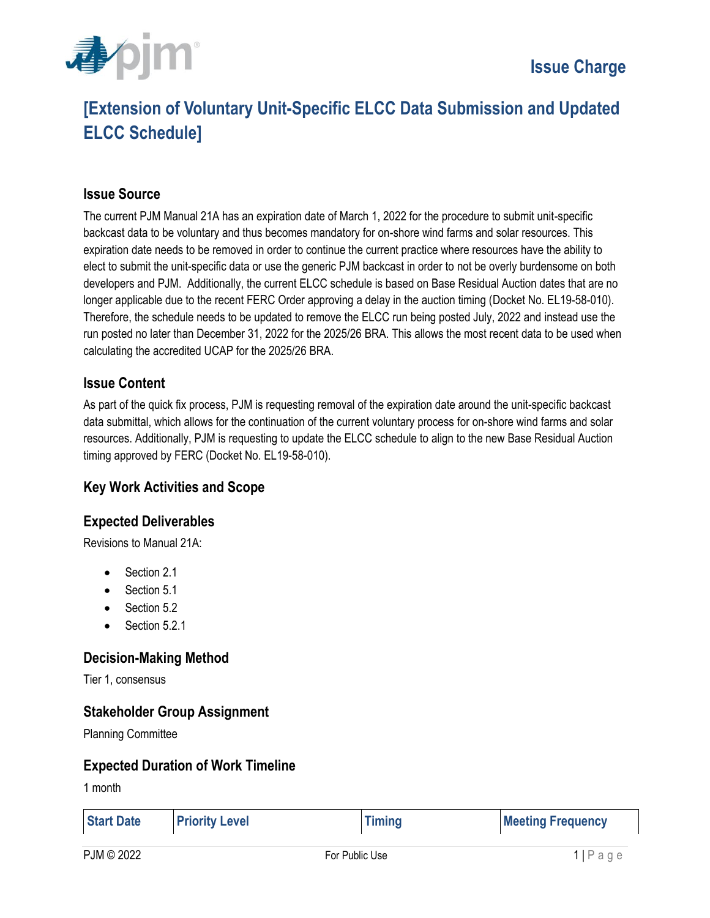# Issue Charge

## [Extension of Voluntary Unit-Specific ELCC Data Submission and Updated ELCC Schedule]

### Issue Source

The current PJM Manual 21A has an expiration date of March 1, 2022 for the procedure to submit unit-specific backcast data to be voluntary and thus becomes mandatory for on-shore wind farms and solar resources. This expiration date needs to be removed in order to continue the current practice where resources have the ability to elect to submit the unit-specific data or use the generic PJM backcast in order to not be overly burdensome on both developers and PJM. Additionally, the current ELCC schedule is based on Base Residual Auction dates that are no longer applicable due to the recent FERC Order approving a delay in the auction timing (Docket No. EL19-58-010). Therefore, the schedule needs to be updated to remove the ELCC run being posted July, 2022 and instead use the run posted no later than December 31, 2022 for the 2025/26 BRA. This allows the most recent data to be used when calculating the accredited UCAP for the 2025/26 BRA.

### Issue Content

As part of the quick fix process, PJM is requesting removal of the expiration date around the unit-specific backcast data submittal, which allows for the continuation of the current voluntary process for on-shore wind farms and solar resources. Additionally, PJM is requesting to update the ELCC schedule to align to the new Base Residual Auction timing approved by FERC (Docket No. EL19-58-010).

### Key Work Activities and Scope

### Expected Deliverables

Revisions to Manual 21A:

- Section 2.1
- Section 5.1
- Section 5.2
- Section 5.2.1

### Decision-Making Method

Tier 1, consensus

### Stakeholder Group Assignment

Planning Committee

### Expected Duration of Work Timeline

1 month

| Start Date | Priority Level | Timing | Meeting Frequency |
|---|---|---|---|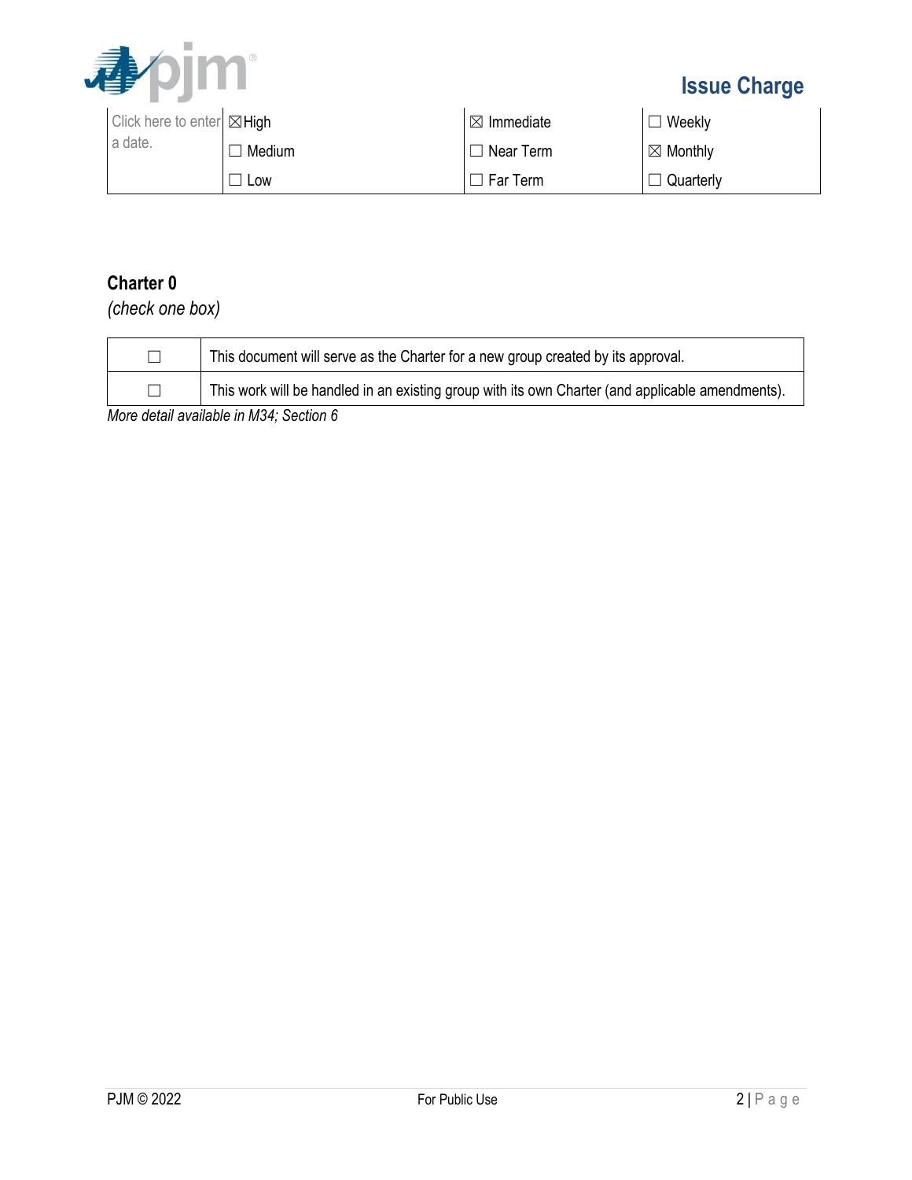| | | | |
|---|---|---|---|
| Click here to enter a date. | ☒High<br>☐ Medium<br>☐ Low | ☒ Immediate<br>☐ Near Term<br>☐ Far Term | ☐ Weekly<br>☒ Monthly<br>☐ Quarterly |

**Charter 0**

*(check one box)*

| | |
|---|---|
| ☐ | This document will serve as the Charter for a new group created by its approval. |
| ☐ | This work will be handled in an existing group with its own Charter (and applicable amendments). |

*More detail available in M34; Section 6*